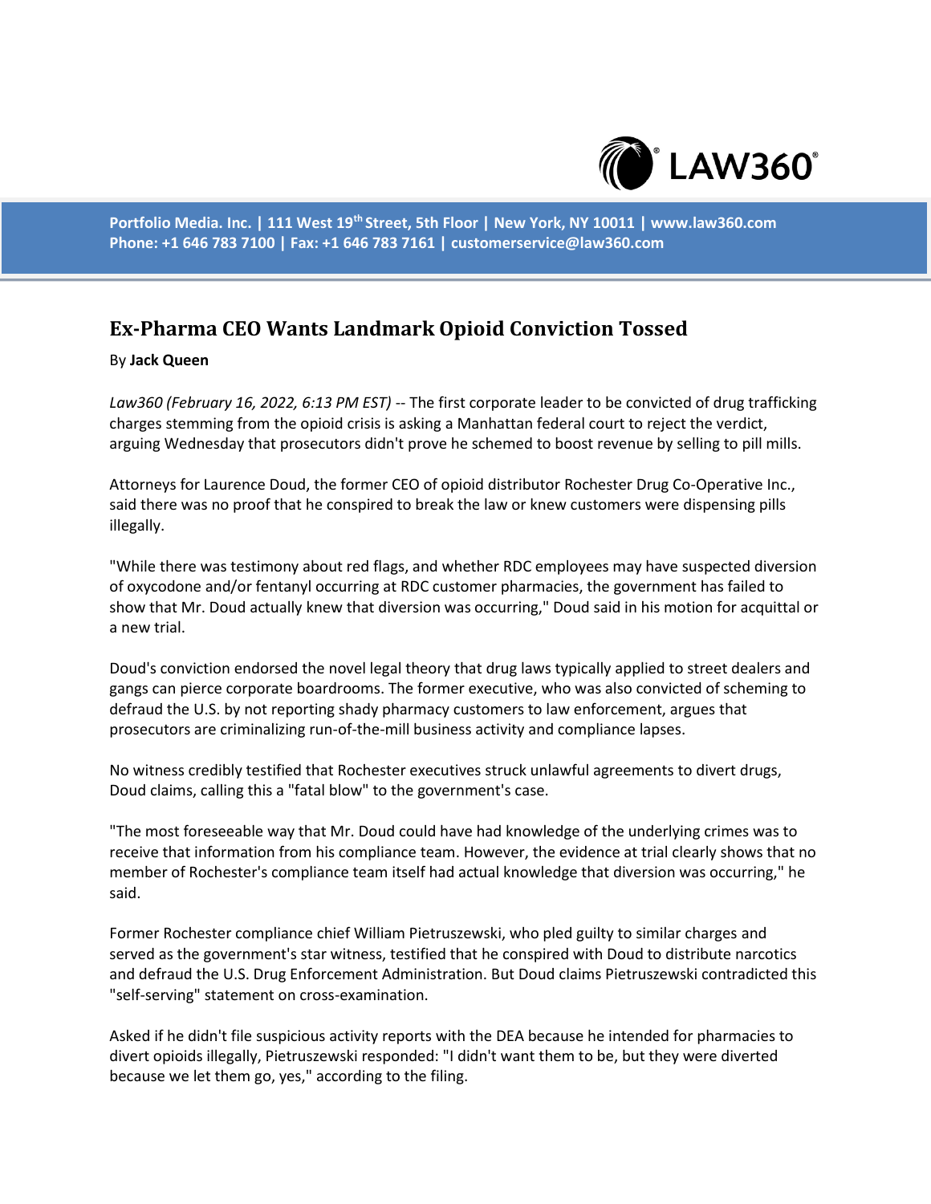# Ex-Pharma CEO Wants Landmark Opioid Conviction Tossed

By **Jack Queen**

*Law360 (February 16, 2022, 6:13 PM EST)* -- The first corporate leader to be convicted of drug trafficking charges stemming from the opioid crisis is asking a Manhattan federal court to reject the verdict, arguing Wednesday that prosecutors didn't prove he schemed to boost revenue by selling to pill mills.

Attorneys for Laurence Doud, the former CEO of opioid distributor Rochester Drug Co-Operative Inc., said there was no proof that he conspired to break the law or knew customers were dispensing pills illegally.

"While there was testimony about red flags, and whether RDC employees may have suspected diversion of oxycodone and/or fentanyl occurring at RDC customer pharmacies, the government has failed to show that Mr. Doud actually knew that diversion was occurring," Doud said in his motion for acquittal or a new trial.

Doud's conviction endorsed the novel legal theory that drug laws typically applied to street dealers and gangs can pierce corporate boardrooms. The former executive, who was also convicted of scheming to defraud the U.S. by not reporting shady pharmacy customers to law enforcement, argues that prosecutors are criminalizing run-of-the-mill business activity and compliance lapses.

No witness credibly testified that Rochester executives struck unlawful agreements to divert drugs, Doud claims, calling this a "fatal blow" to the government's case.

"The most foreseeable way that Mr. Doud could have had knowledge of the underlying crimes was to receive that information from his compliance team. However, the evidence at trial clearly shows that no member of Rochester's compliance team itself had actual knowledge that diversion was occurring," he said.

Former Rochester compliance chief William Pietruszewski, who pled guilty to similar charges and served as the government's star witness, testified that he conspired with Doud to distribute narcotics and defraud the U.S. Drug Enforcement Administration. But Doud claims Pietruszewski contradicted this "self-serving" statement on cross-examination.

Asked if he didn't file suspicious activity reports with the DEA because he intended for pharmacies to divert opioids illegally, Pietruszewski responded: "I didn't want them to be, but they were diverted because we let them go, yes," according to the filing.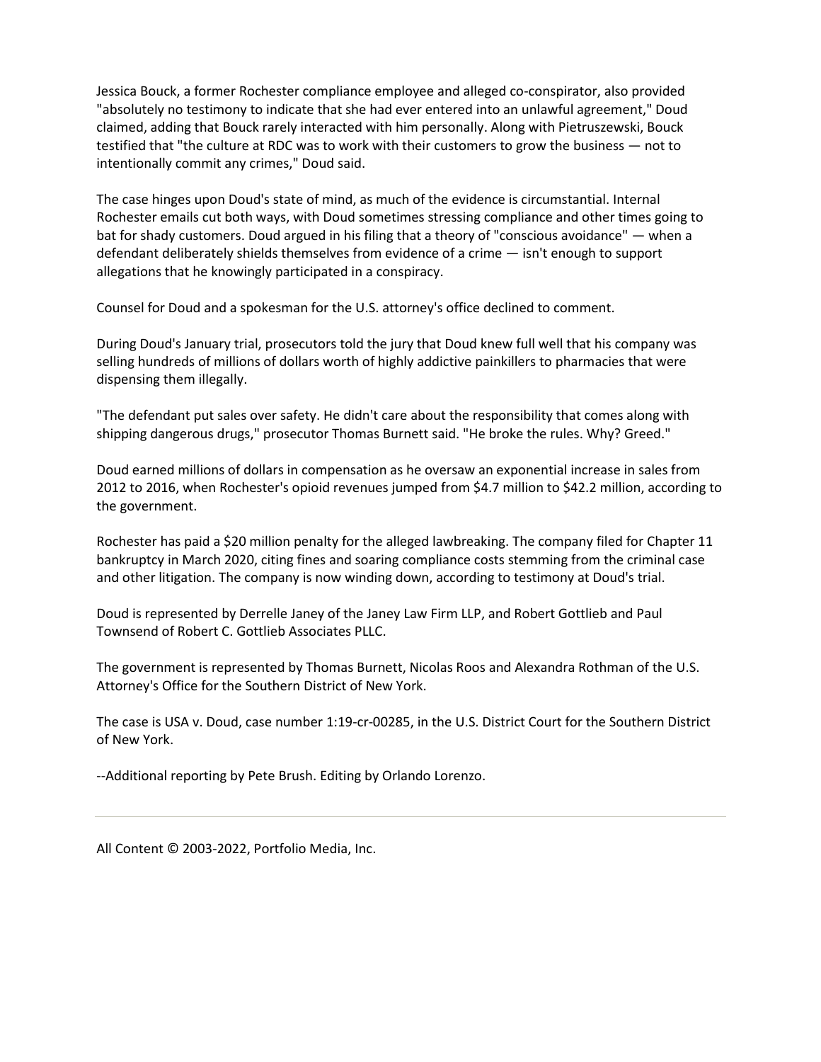Jessica Bouck, a former Rochester compliance employee and alleged co-conspirator, also provided "absolutely no testimony to indicate that she had ever entered into an unlawful agreement," Doud claimed, adding that Bouck rarely interacted with him personally. Along with Pietruszewski, Bouck testified that "the culture at RDC was to work with their customers to grow the business — not to intentionally commit any crimes," Doud said.

The case hinges upon Doud's state of mind, as much of the evidence is circumstantial. Internal Rochester emails cut both ways, with Doud sometimes stressing compliance and other times going to bat for shady customers. Doud argued in his filing that a theory of "conscious avoidance" — when a defendant deliberately shields themselves from evidence of a crime — isn't enough to support allegations that he knowingly participated in a conspiracy.

Counsel for Doud and a spokesman for the U.S. attorney's office declined to comment.

During Doud's January trial, prosecutors told the jury that Doud knew full well that his company was selling hundreds of millions of dollars worth of highly addictive painkillers to pharmacies that were dispensing them illegally.

"The defendant put sales over safety. He didn't care about the responsibility that comes along with shipping dangerous drugs," prosecutor Thomas Burnett said. "He broke the rules. Why? Greed."

Doud earned millions of dollars in compensation as he oversaw an exponential increase in sales from 2012 to 2016, when Rochester's opioid revenues jumped from $4.7 million to $42.2 million, according to the government.

Rochester has paid a $20 million penalty for the alleged lawbreaking. The company filed for Chapter 11 bankruptcy in March 2020, citing fines and soaring compliance costs stemming from the criminal case and other litigation. The company is now winding down, according to testimony at Doud's trial.

Doud is represented by Derrelle Janey of the Janey Law Firm LLP, and Robert Gottlieb and Paul Townsend of Robert C. Gottlieb Associates PLLC.

The government is represented by Thomas Burnett, Nicolas Roos and Alexandra Rothman of the U.S. Attorney's Office for the Southern District of New York.

The case is USA v. Doud, case number 1:19-cr-00285, in the U.S. District Court for the Southern District of New York.

--Additional reporting by Pete Brush. Editing by Orlando Lorenzo.

---

All Content © 2003-2022, Portfolio Media, Inc.